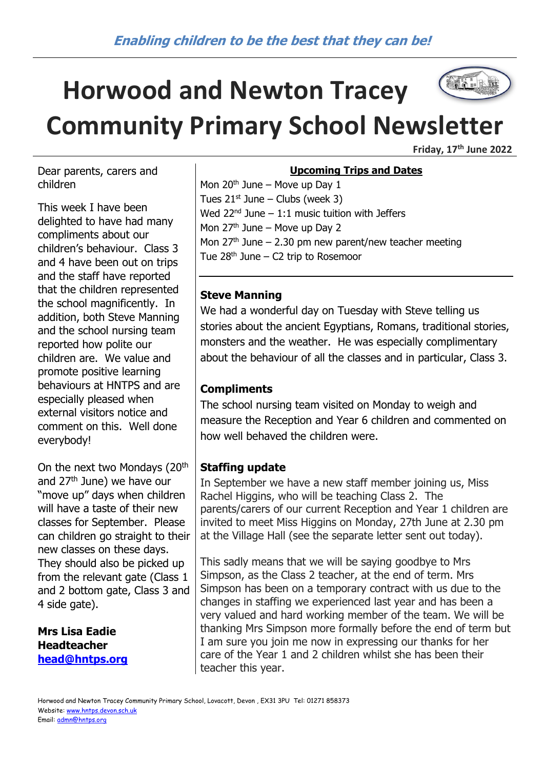*Enabling children to be the best that they can be!*

# Horwood and Newton Tracey Community Primary School Newsletter

**Friday, 17th June 2022**

Dear parents, carers and children

This week I have been delighted to have had many compliments about our children's behaviour. Class 3 and 4 have been out on trips and the staff have reported that the children represented the school magnificently. In addition, both Steve Manning and the school nursing team reported how polite our children are. We value and promote positive learning behaviours at HNTPS and are especially pleased when external visitors notice and comment on this. Well done everybody!

On the next two Mondays (20th and 27th June) we have our "move up" days when children will have a taste of their new classes for September. Please can children go straight to their new classes on these days. They should also be picked up from the relevant gate (Class 1 and 2 bottom gate, Class 3 and 4 side gate).

**Mrs Lisa Eadie**
**Headteacher**
**head@hntps.org**

## Upcoming Trips and Dates

Mon 20th June – Move up Day 1
Tues 21st June – Clubs (week 3)
Wed 22nd June – 1:1 music tuition with Jeffers
Mon 27th June – Move up Day 2
Mon 27th June – 2.30 pm new parent/new teacher meeting
Tue 28th June – C2 trip to Rosemoor

### Steve Manning

We had a wonderful day on Tuesday with Steve telling us stories about the ancient Egyptians, Romans, traditional stories, monsters and the weather. He was especially complimentary about the behaviour of all the classes and in particular, Class 3.

### Compliments

The school nursing team visited on Monday to weigh and measure the Reception and Year 6 children and commented on how well behaved the children were.

### Staffing update

In September we have a new staff member joining us, Miss Rachel Higgins, who will be teaching Class 2. The parents/carers of our current Reception and Year 1 children are invited to meet Miss Higgins on Monday, 27th June at 2.30 pm at the Village Hall (see the separate letter sent out today).

This sadly means that we will be saying goodbye to Mrs Simpson, as the Class 2 teacher, at the end of term. Mrs Simpson has been on a temporary contract with us due to the changes in staffing we experienced last year and has been a very valued and hard working member of the team. We will be thanking Mrs Simpson more formally before the end of term but I am sure you join me now in expressing our thanks for her care of the Year 1 and 2 children whilst she has been their teacher this year.

Horwood and Newton Tracey Community Primary School, Lovacott, Devon , EX31 3PU Tel: 01271 858373
Website: www.hntps.devon.sch.uk
Email: admn@hntps.org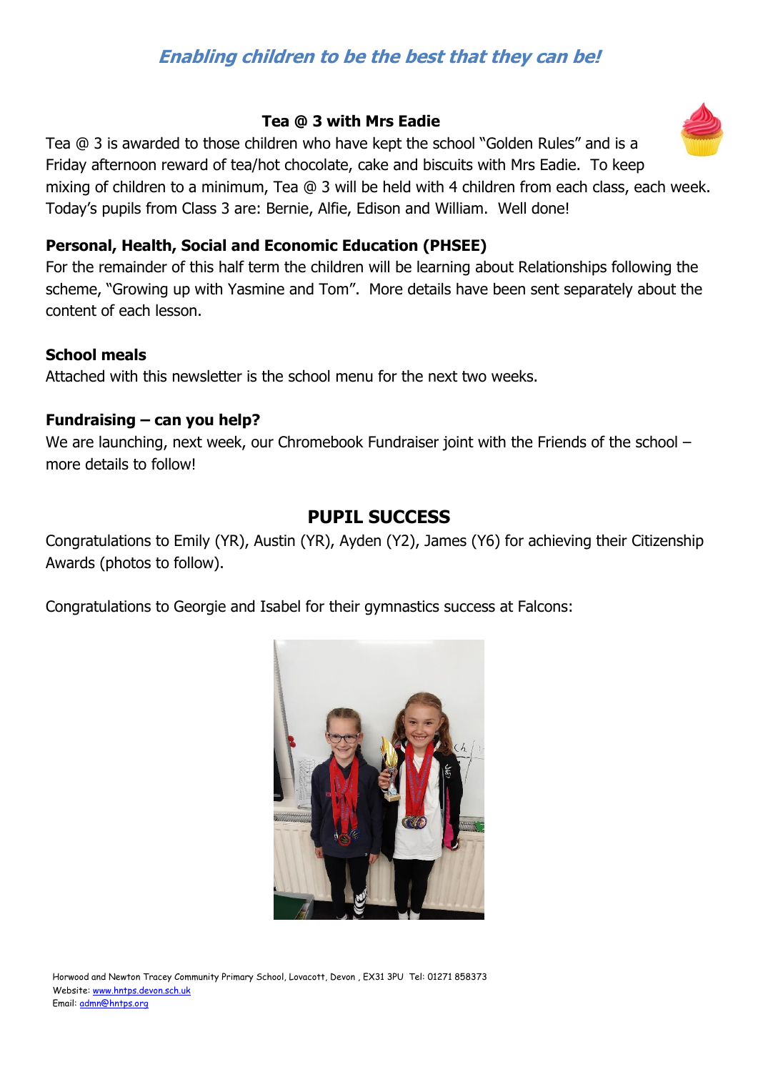*Enabling children to be the best that they can be!*

### Tea @ 3 with Mrs Eadie

Tea @ 3 is awarded to those children who have kept the school "Golden Rules" and is a Friday afternoon reward of tea/hot chocolate, cake and biscuits with Mrs Eadie. To keep mixing of children to a minimum, Tea @ 3 will be held with 4 children from each class, each week. Today's pupils from Class 3 are: Bernie, Alfie, Edison and William. Well done!

### Personal, Health, Social and Economic Education (PHSEE)

For the remainder of this half term the children will be learning about Relationships following the scheme, "Growing up with Yasmine and Tom". More details have been sent separately about the content of each lesson.

### School meals

Attached with this newsletter is the school menu for the next two weeks.

### Fundraising – can you help?

We are launching, next week, our Chromebook Fundraiser joint with the Friends of the school – more details to follow!

## PUPIL SUCCESS

Congratulations to Emily (YR), Austin (YR), Ayden (Y2), James (Y6) for achieving their Citizenship Awards (photos to follow).

Congratulations to Georgie and Isabel for their gymnastics success at Falcons:

Horwood and Newton Tracey Community Primary School, Lovacott, Devon , EX31 3PU Tel: 01271 858373
Website: www.hntps.devon.sch.uk
Email: admn@hntps.org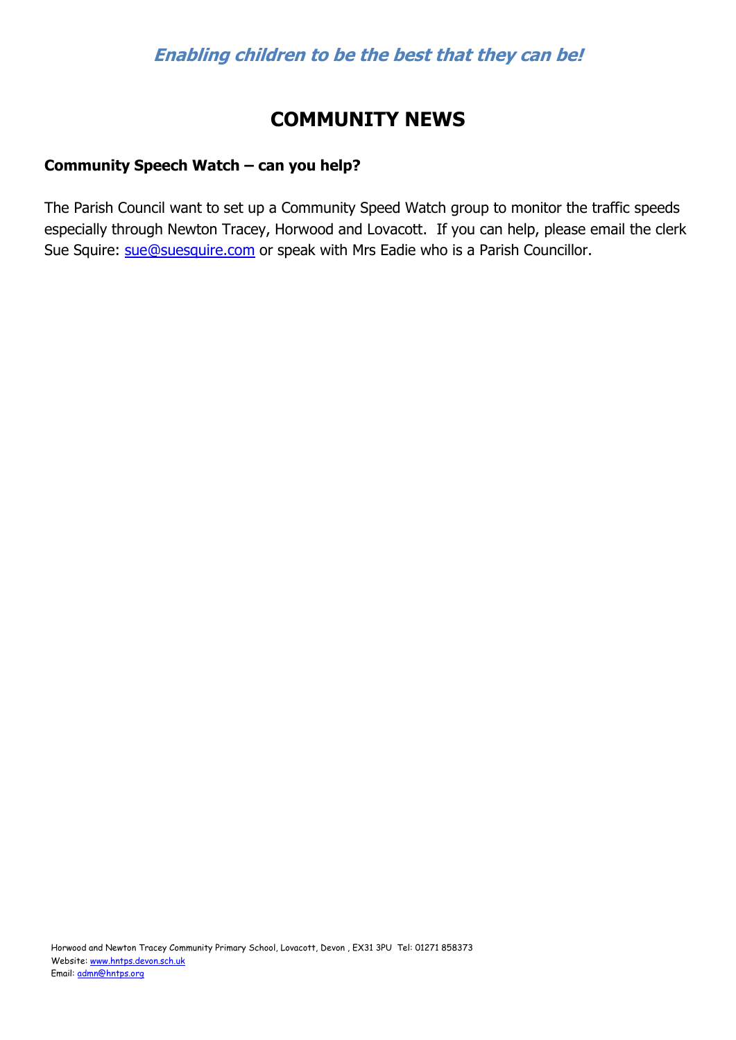# COMMUNITY NEWS

**Community Speech Watch – can you help?**

The Parish Council want to set up a Community Speed Watch group to monitor the traffic speeds especially through Newton Tracey, Horwood and Lovacott. If you can help, please email the clerk Sue Squire: sue@suesquire.com or speak with Mrs Eadie who is a Parish Councillor.